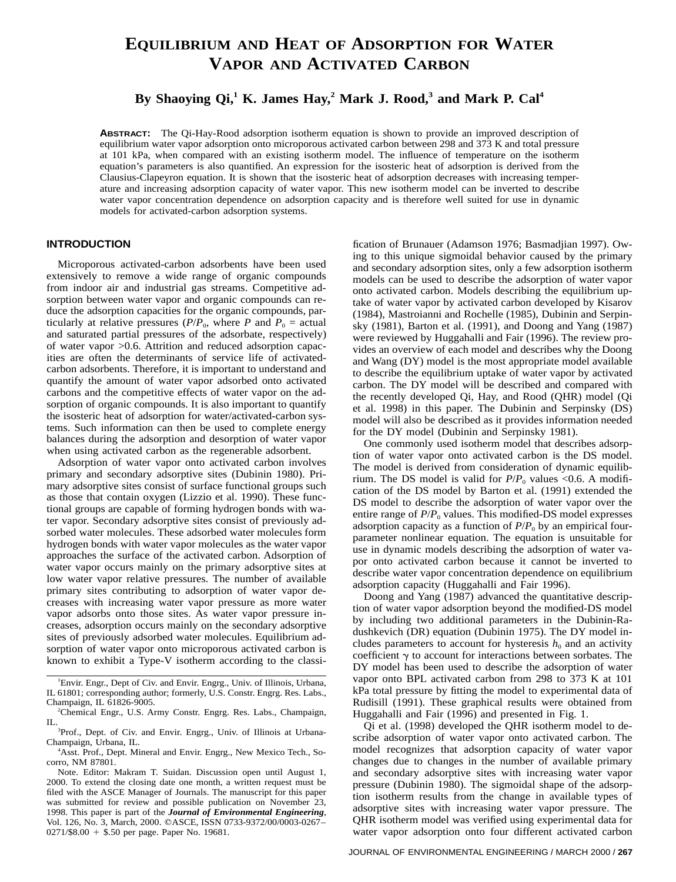# Equilibrium and Heat of Adsorption for Water Vapor and Activated Carbon

**By Shaoying Qi,[1] K. James Hay,[2] Mark J. Rood,[3] and Mark P. Cal[4]**

**ABSTRACT:** The Qi-Hay-Rood adsorption isotherm equation is shown to provide an improved description of equilibrium water vapor adsorption onto microporous activated carbon between 298 and 373 K and total pressure at 101 kPa, when compared with an existing isotherm model. The influence of temperature on the isotherm equation's parameters is also quantified. An expression for the isosteric heat of adsorption is derived from the Clausius-Clapeyron equation. It is shown that the isosteric heat of adsorption decreases with increasing temperature and increasing adsorption capacity of water vapor. This new isotherm model can be inverted to describe water vapor concentration dependence on adsorption capacity and is therefore well suited for use in dynamic models for activated-carbon adsorption systems.

## INTRODUCTION

Microporous activated-carbon adsorbents have been used extensively to remove a wide range of organic compounds from indoor air and industrial gas streams. Competitive adsorption between water vapor and organic compounds can reduce the adsorption capacities for the organic compounds, particularly at relative pressures ($P/P_0$, where $P$ and $P_0$ = actual and saturated partial pressures of the adsorbate, respectively) of water vapor >0.6. Attrition and reduced adsorption capacities are often the determinants of service life of activated-carbon adsorbents. Therefore, it is important to understand and quantify the amount of water vapor adsorbed onto activated carbons and the competitive effects of water vapor on the adsorption of organic compounds. It is also important to quantify the isosteric heat of adsorption for water/activated-carbon systems. Such information can then be used to complete energy balances during the adsorption and desorption of water vapor when using activated carbon as the regenerable adsorbent.

Adsorption of water vapor onto activated carbon involves primary and secondary adsorptive sites (Dubinin 1980). Primary adsorptive sites consist of surface functional groups such as those that contain oxygen (Lizzio et al. 1990). These functional groups are capable of forming hydrogen bonds with water vapor. Secondary adsorptive sites consist of previously adsorbed water molecules. These adsorbed water molecules form hydrogen bonds with water vapor molecules as the water vapor approaches the surface of the activated carbon. Adsorption of water vapor occurs mainly on the primary adsorptive sites at low water vapor relative pressures. The number of available primary sites contributing to adsorption of water vapor decreases with increasing water vapor pressure as more water vapor adsorbs onto those sites. As water vapor pressure increases, adsorption occurs mainly on the secondary adsorptive sites of previously adsorbed water molecules. Equilibrium adsorption of water vapor onto microporous activated carbon is known to exhibit a Type-V isotherm according to the classification of Brunauer (Adamson 1976; Basmadjian 1997). Owing to this unique sigmoidal behavior caused by the primary and secondary adsorption sites, only a few adsorption isotherm models can be used to describe the adsorption of water vapor onto activated carbon. Models describing the equilibrium uptake of water vapor by activated carbon developed by Kisarov (1984), Mastroianni and Rochelle (1985), Dubinin and Serpinsky (1981), Barton et al. (1991), and Doong and Yang (1987) were reviewed by Huggahalli and Fair (1996). The review provides an overview of each model and describes why the Doong and Wang (DY) model is the most appropriate model available to describe the equilibrium uptake of water vapor by activated carbon. The DY model will be described and compared with the recently developed Qi, Hay, and Rood (QHR) model (Qi et al. 1998) in this paper. The Dubinin and Serpinsky (DS) model will also be described as it provides information needed for the DY model (Dubinin and Serpinsky 1981).

One commonly used isotherm model that describes adsorption of water vapor onto activated carbon is the DS model. The model is derived from consideration of dynamic equilibrium. The DS model is valid for $P/P_0$ values <0.6. A modification of the DS model by Barton et al. (1991) extended the DS model to describe the adsorption of water vapor over the entire range of $P/P_0$ values. This modified-DS model expresses adsorption capacity as a function of $P/P_0$ by an empirical four-parameter nonlinear equation. The equation is unsuitable for use in dynamic models describing the adsorption of water vapor onto activated carbon because it cannot be inverted to describe water vapor concentration dependence on equilibrium adsorption capacity (Huggahalli and Fair 1996).

Doong and Yang (1987) advanced the quantitative description of water vapor adsorption beyond the modified-DS model by including two additional parameters in the Dubinin-Radushkevich (DR) equation (Dubinin 1975). The DY model includes parameters to account for hysteresis $h_0$ and an activity coefficient $\gamma$ to account for interactions between sorbates. The DY model has been used to describe the adsorption of water vapor onto BPL activated carbon from 298 to 373 K at 101 kPa total pressure by fitting the model to experimental data of Rudisill (1991). These graphical results were obtained from Huggahalli and Fair (1996) and presented in Fig. 1.

Qi et al. (1998) developed the QHR isotherm model to describe adsorption of water vapor onto activated carbon. The model recognizes that adsorption capacity of water vapor changes due to changes in the number of available primary and secondary adsorptive sites with increasing water vapor pressure (Dubinin 1980). The sigmoidal shape of the adsorption isotherm results from the change in available types of adsorptive sites with increasing water vapor pressure. The QHR isotherm model was verified using experimental data for water vapor adsorption onto four different activated carbon

---

[1] Envir. Engr., Dept of Civ. and Envir. Engrg., Univ. of Illinois, Urbana, IL 61801; corresponding author; formerly, U.S. Constr. Engrg. Res. Labs., Champaign, IL 61826-9005.

[2] Chemical Engr., U.S. Army Constr. Engrg. Res. Labs., Champaign, IL.

[3] Prof., Dept. of Civ. and Envir. Engrg., Univ. of Illinois at Urbana-Champaign, Urbana, IL.

[4] Asst. Prof., Dept. Mineral and Envir. Engrg., New Mexico Tech., Socorro, NM 87801.

Note. Editor: Makram T. Suidan. Discussion open until August 1, 2000. To extend the closing date one month, a written request must be filed with the ASCE Manager of Journals. The manuscript for this paper was submitted for review and possible publication on November 23, 1998. This paper is part of the ***Journal of Environmental Engineering***, Vol. 126, No. 3, March, 2000. ©ASCE, ISSN 0733-9372/00/0003-0267–0271/$8.00 + $.50 per page. Paper No. 19681.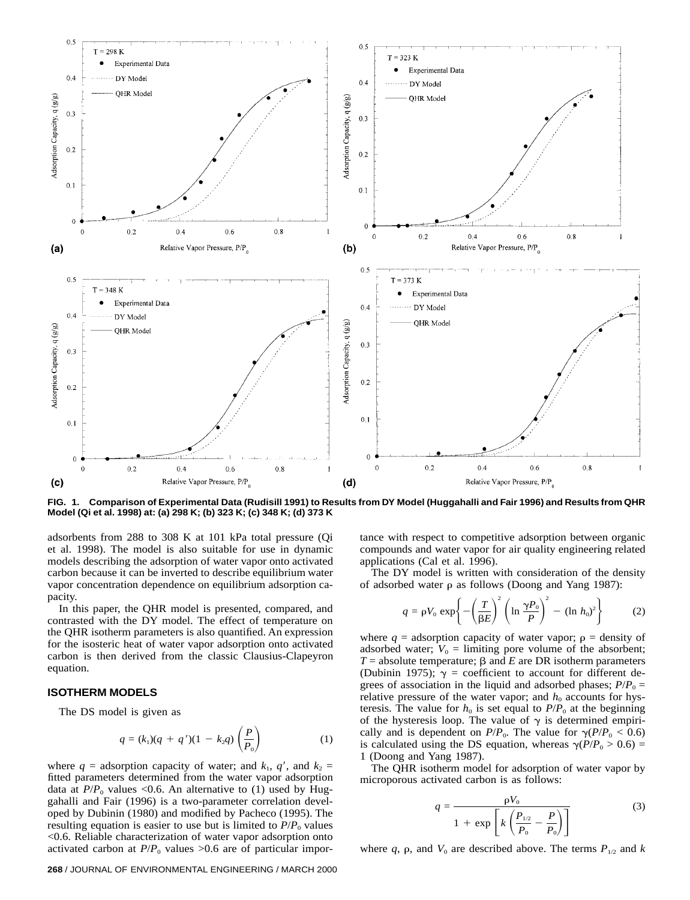FIG. 1. Comparison of Experimental Data (Rudisill 1991) to Results from DY Model (Huggahalli and Fair 1996) and Results from QHR Model (Qi et al. 1998) at: (a) 298 K; (b) 323 K; (c) 348 K; (d) 373 K

adsorbents from 288 to 308 K at 101 kPa total pressure (Qi et al. 1998). The model is also suitable for use in dynamic models describing the adsorption of water vapor onto activated carbon because it can be inverted to describe equilibrium water vapor concentration dependence on equilibrium adsorption capacity.

In this paper, the QHR model is presented, compared, and contrasted with the DY model. The effect of temperature on the QHR isotherm parameters is also quantified. An expression for the isosteric heat of water vapor adsorption onto activated carbon is then derived from the classic Clausius-Clapeyron equation.

## ISOTHERM MODELS

The DS model is given as

$$q = (k_1)(q + q')(1 - k_2 q)\left(\frac{P}{P_0}\right) \tag{1}$$

where $q$ = adsorption capacity of water; and $k_1$, $q'$, and $k_2$ = fitted parameters determined from the water vapor adsorption data at $P/P_0$ values <0.6. An alternative to (1) used by Huggahalli and Fair (1996) is a two-parameter correlation developed by Dubinin (1980) and modified by Pacheco (1995). The resulting equation is easier to use but is limited to $P/P_0$ values <0.6. Reliable characterization of water vapor adsorption onto activated carbon at $P/P_0$ values >0.6 are of particular importance with respect to competitive adsorption between organic compounds and water vapor for air quality engineering related applications (Cal et al. 1996).

The DY model is written with consideration of the density of adsorbed water $\rho$ as follows (Doong and Yang 1987):

$$q = \rho V_0 \exp\left\{-\left(\frac{T}{\beta E}\right)^2 \left(\ln \frac{\gamma P_0}{P}\right)^2 - (\ln h_0)^2\right\} \tag{2}$$

where $q$ = adsorption capacity of water vapor; $\rho$ = density of adsorbed water; $V_0$ = limiting pore volume of the absorbent; $T$ = absolute temperature; $\beta$ and $E$ are DR isotherm parameters (Dubinin 1975); $\gamma$ = coefficient to account for different degrees of association in the liquid and adsorbed phases; $P/P_0$ = relative pressure of the water vapor; and $h_0$ accounts for hysteresis. The value for $h_0$ is set equal to $P/P_0$ at the beginning of the hysteresis loop. The value of $\gamma$ is determined empirically and is dependent on $P/P_0$. The value for $\gamma(P/P_0 < 0.6)$ is calculated using the DS equation, whereas $\gamma(P/P_0 > 0.6)$ = 1 (Doong and Yang 1987).

The QHR isotherm model for adsorption of water vapor by microporous activated carbon is as follows:

$$q = \frac{\rho V_0}{1 + \exp\left[k\left(\frac{P_{1/2}}{P_0} - \frac{P}{P_0}\right)\right]} \tag{3}$$

where $q$, $\rho$, and $V_0$ are described above. The terms $P_{1/2}$ and $k$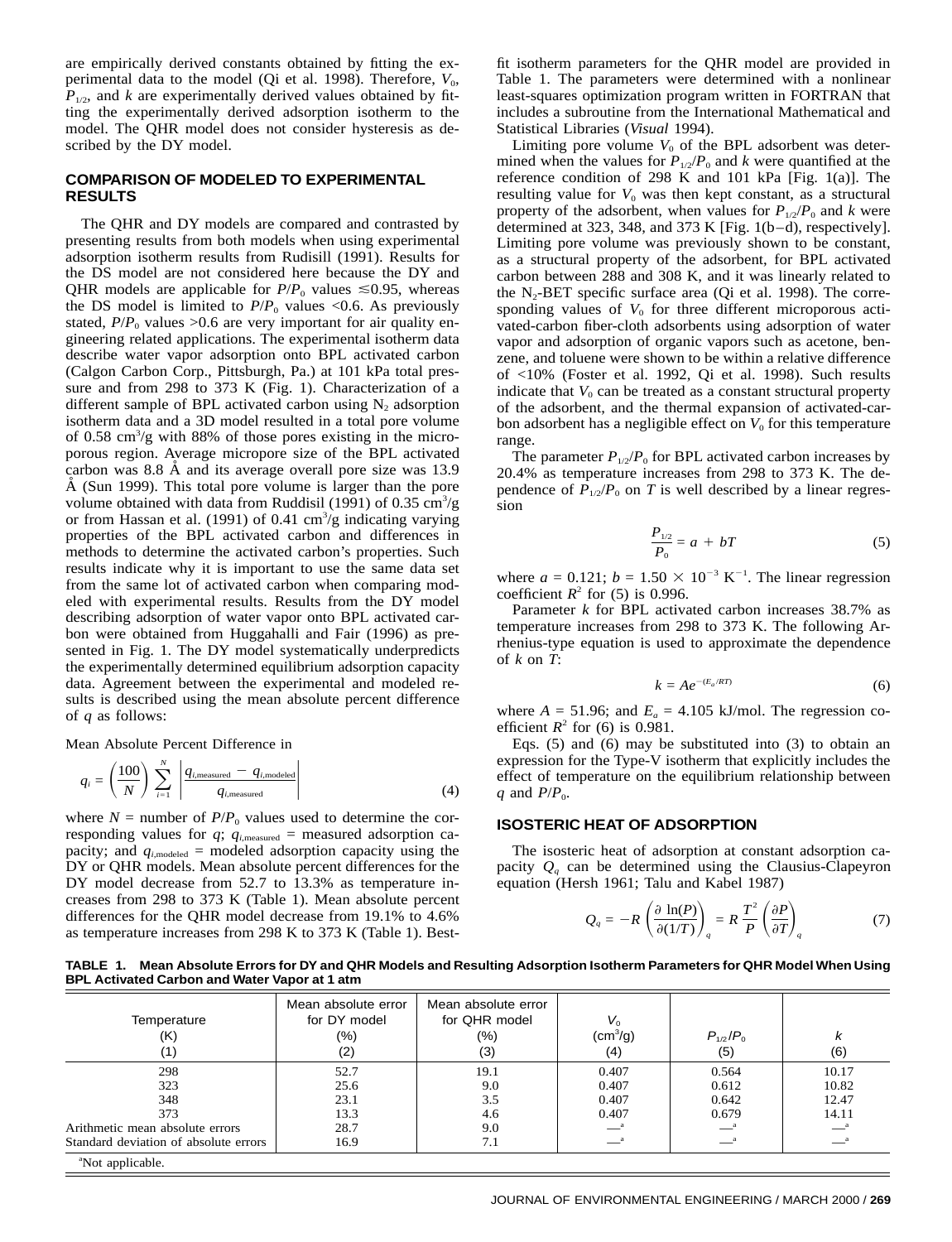are empirically derived constants obtained by fitting the experimental data to the model (Qi et al. 1998). Therefore, $V_0$, $P_{1/2}$, and $k$ are experimentally derived values obtained by fitting the experimentally derived adsorption isotherm to the model. The QHR model does not consider hysteresis as described by the DY model.

## COMPARISON OF MODELED TO EXPERIMENTAL RESULTS

The QHR and DY models are compared and contrasted by presenting results from both models when using experimental adsorption isotherm results from Rudisill (1991). Results for the DS model are not considered here because the DY and QHR models are applicable for $P/P_0$ values $\lesssim 0.95$, whereas the DS model is limited to $P/P_0$ values <0.6. As previously stated, $P/P_0$ values >0.6 are very important for air quality engineering related applications. The experimental isotherm data describe water vapor adsorption onto BPL activated carbon (Calgon Carbon Corp., Pittsburgh, Pa.) at 101 kPa total pressure and from 298 to 373 K (Fig. 1). Characterization of a different sample of BPL activated carbon using $N_2$ adsorption isotherm data and a 3D model resulted in a total pore volume of 0.58 $cm^3/g$ with 88% of those pores existing in the microporous region. Average micropore size of the BPL activated carbon was 8.8 Å and its average overall pore size was 13.9 Å (Sun 1999). This total pore volume is larger than the pore volume obtained with data from Ruddisil (1991) of 0.35 $cm^3/g$ or from Hassan et al. (1991) of 0.41 $cm^3/g$ indicating varying properties of the BPL activated carbon and differences in methods to determine the activated carbon's properties. Such results indicate why it is important to use the same data set from the same lot of activated carbon when comparing modeled with experimental results. Results from the DY model describing adsorption of water vapor onto BPL activated carbon were obtained from Huggahalli and Fair (1996) as presented in Fig. 1. The DY model systematically underpredicts the experimentally determined equilibrium adsorption capacity data. Agreement between the experimental and modeled results is described using the mean absolute percent difference of $q$ as follows:

Mean Absolute Percent Difference in

$$q_i = \left(\frac{100}{N}\right) \sum_{i=1}^{N} \left| \frac{q_{i,\text{measured}} - q_{i,\text{modeled}}}{q_{i,\text{measured}}} \right| \tag{4}$$

where $N$ = number of $P/P_0$ values used to determine the corresponding values for $q$; $q_{i,\text{measured}}$ = measured adsorption capacity; and $q_{i,\text{modeled}}$ = modeled adsorption capacity using the DY or QHR models. Mean absolute percent differences for the DY model decrease from 52.7 to 13.3% as temperature increases from 298 to 373 K (Table 1). Mean absolute percent differences for the QHR model decrease from 19.1% to 4.6% as temperature increases from 298 K to 373 K (Table 1). Best-fit isotherm parameters for the QHR model are provided in Table 1. The parameters were determined with a nonlinear least-squares optimization program written in FORTRAN that includes a subroutine from the International Mathematical and Statistical Libraries (*Visual* 1994).

Limiting pore volume $V_0$ of the BPL adsorbent was determined when the values for $P_{1/2}/P_0$ and $k$ were quantified at the reference condition of 298 K and 101 kPa [Fig. 1(a)]. The resulting value for $V_0$ was then kept constant, as a structural property of the adsorbent, when values for $P_{1/2}/P_0$ and $k$ were determined at 323, 348, and 373 K [Fig. 1(b–d), respectively]. Limiting pore volume was previously shown to be constant, as a structural property of the adsorbent, for BPL activated carbon between 288 and 308 K, and it was linearly related to the $N_2$-BET specific surface area (Qi et al. 1998). The corresponding values of $V_0$ for three different microporous activated-carbon fiber-cloth adsorbents using adsorption of water vapor and adsorption of organic vapors such as acetone, benzene, and toluene were shown to be within a relative difference of <10% (Foster et al. 1992, Qi et al. 1998). Such results indicate that $V_0$ can be treated as a constant structural property of the adsorbent, and the thermal expansion of activated-carbon adsorbent has a negligible effect on $V_0$ for this temperature range.

The parameter $P_{1/2}/P_0$ for BPL activated carbon increases by 20.4% as temperature increases from 298 to 373 K. The dependence of $P_{1/2}/P_0$ on $T$ is well described by a linear regression

$$\frac{P_{1/2}}{P_0} = a + bT \tag{5}$$

where $a = 0.121$; $b = 1.50 \times 10^{-3}$ $K^{-1}$. The linear regression coefficient $R^2$ for (5) is 0.996.

Parameter $k$ for BPL activated carbon increases 38.7% as temperature increases from 298 to 373 K. The following Arrhenius-type equation is used to approximate the dependence of $k$ on $T$:

$$k = Ae^{-(E_a/RT)} \tag{6}$$

where $A = 51.96$; and $E_a = 4.105$ kJ/mol. The regression coefficient $R^2$ for (6) is 0.981.

Eqs. (5) and (6) may be substituted into (3) to obtain an expression for the Type-V isotherm that explicitly includes the effect of temperature on the equilibrium relationship between $q$ and $P/P_0$.

## ISOSTERIC HEAT OF ADSORPTION

The isosteric heat of adsorption at constant adsorption capacity $Q_q$ can be determined using the Clausius-Clapeyron equation (Hersh 1961; Talu and Kabel 1987)

$$Q_q = -R\left(\frac{\partial \ln(P)}{\partial(1/T)}\right)_q = R\,\frac{T^2}{P}\left(\frac{\partial P}{\partial T}\right)_q \tag{7}$$

**TABLE 1. Mean Absolute Errors for DY and QHR Models and Resulting Adsorption Isotherm Parameters for QHR Model When Using BPL Activated Carbon and Water Vapor at 1 atm**

| Temperature (K) (1) | Mean absolute error for DY model (%) (2) | Mean absolute error for QHR model (%) (3) | $V_0$ ($cm^3/g$) (4) | $P_{1/2}/P_0$ (5) | $k$ (6) |
|---|---|---|---|---|---|
| 298 | 52.7 | 19.1 | 0.407 | 0.564 | 10.17 |
| 323 | 25.6 | 9.0 | 0.407 | 0.612 | 10.82 |
| 348 | 23.1 | 3.5 | 0.407 | 0.642 | 12.47 |
| 373 | 13.3 | 4.6 | 0.407 | 0.679 | 14.11 |
| Arithmetic mean absolute errors | 28.7 | 9.0 | —[a] | —[a] | —[a] |
| Standard deviation of absolute errors | 16.9 | 7.1 | —[a] | —[a] | —[a] |

[a]Not applicable.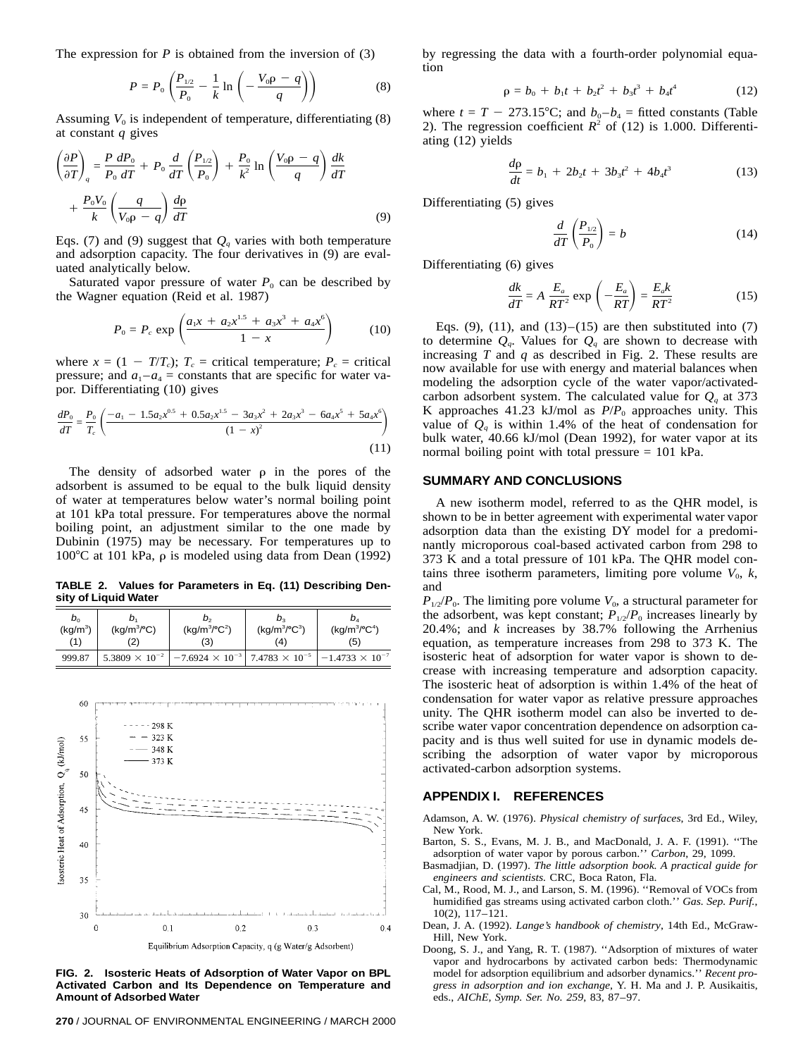The expression for $P$ is obtained from the inversion of (3)

$$P = P_0 \left( \frac{P_{1/2}}{P_0} - \frac{1}{k} \ln \left( - \frac{V_0\rho - q}{q} \right) \right) \tag{8}$$

Assuming $V_0$ is independent of temperature, differentiating (8) at constant $q$ gives

$$\left( \frac{\partial P}{\partial T} \right)_q = \frac{P}{P_0}\frac{dP_0}{dT} + P_0 \frac{d}{dT}\left( \frac{P_{1/2}}{P_0} \right) + \frac{P_0}{k^2} \ln \left( \frac{V_0\rho - q}{q} \right) \frac{dk}{dT} + \frac{P_0 V_0}{k} \left( \frac{q}{V_0\rho - q} \right) \frac{d\rho}{dT} \tag{9}$$

Eqs. (7) and (9) suggest that $Q_q$ varies with both temperature and adsorption capacity. The four derivatives in (9) are evaluated analytically below.

Saturated vapor pressure of water $P_0$ can be described by the Wagner equation (Reid et al. 1987)

$$P_0 = P_c \exp \left( \frac{a_1 x + a_2 x^{1.5} + a_3 x^3 + a_4 x^6}{1 - x} \right) \tag{10}$$

where $x = (1 - T/T_c)$; $T_c$ = critical temperature; $P_c$ = critical pressure; and $a_1$–$a_4$ = constants that are specific for water vapor. Differentiating (10) gives

$$\frac{dP_0}{dT} = \frac{P_0}{T_c} \left( \frac{-a_1 - 1.5a_2x^{0.5} + 0.5a_2x^{1.5} - 3a_3x^2 + 2a_3x^3 - 6a_4x^5 + 5a_4x^6}{(1 - x)^2} \right) \tag{11}$$

The density of adsorbed water $\rho$ in the pores of the adsorbent is assumed to be equal to the bulk liquid density of water at temperatures below water's normal boiling point at 101 kPa total pressure. For temperatures above the normal boiling point, an adjustment similar to the one made by Dubinin (1975) may be necessary. For temperatures up to 100°C at 101 kPa, $\rho$ is modeled using data from Dean (1992) by regressing the data with a fourth-order polynomial equation

$$\rho = b_0 + b_1 t + b_2 t^2 + b_3 t^3 + b_4 t^4 \tag{12}$$

where $t = T - 273.15$°C; and $b_0$–$b_4$ = fitted constants (Table 2). The regression coefficient $R^2$ of (12) is 1.000. Differentiating (12) yields

$$\frac{d\rho}{dt} = b_1 + 2b_2 t + 3b_3 t^2 + 4b_4 t^3 \tag{13}$$

Differentiating (5) gives

$$\frac{d}{dT} \left( \frac{P_{1/2}}{P_0} \right) = b \tag{14}$$

Differentiating (6) gives

$$\frac{dk}{dT} = A \frac{E_a}{RT^2} \exp \left( -\frac{E_a}{RT} \right) = \frac{E_a k}{RT^2} \tag{15}$$

**TABLE 2. Values for Parameters in Eq. (11) Describing Density of Liquid Water**

| $b_0$ (kg/m³) (1) | $b_1$ (kg/m³/°C) (2) | $b_2$ (kg/m³/°C²) (3) | $b_3$ (kg/m³/°C³) (4) | $b_4$ (kg/m³/°C⁴) (5) |
|---|---|---|---|---|
| 999.87 | $5.3809 \times 10^{-2}$ | $-7.6924 \times 10^{-3}$ | $7.4783 \times 10^{-5}$ | $-1.4733 \times 10^{-7}$ |

**FIG. 2. Isosteric Heats of Adsorption of Water Vapor on BPL Activated Carbon and Its Dependence on Temperature and Amount of Adsorbed Water**

Eqs. (9), (11), and (13)–(15) are then substituted into (7) to determine $Q_q$. Values for $Q_q$ are shown to decrease with increasing $T$ and $q$ as described in Fig. 2. These results are now available for use with energy and material balances when modeling the adsorption cycle of the water vapor/activated-carbon adsorbent system. The calculated value for $Q_q$ at 373 K approaches 41.23 kJ/mol as $P/P_0$ approaches unity. This value of $Q_q$ is within 1.4% of the heat of condensation for bulk water, 40.66 kJ/mol (Dean 1992), for water vapor at its normal boiling point with total pressure = 101 kPa.

## SUMMARY AND CONCLUSIONS

A new isotherm model, referred to as the QHR model, is shown to be in better agreement with experimental water vapor adsorption data than the existing DY model for a predominantly microporous coal-based activated carbon from 298 to 373 K and a total pressure of 101 kPa. The QHR model contains three isotherm parameters, limiting pore volume $V_0$, $k$, and $P_{1/2}/P_0$. The limiting pore volume $V_0$, a structural parameter for the adsorbent, was kept constant; $P_{1/2}/P_0$ increases linearly by 20.4%; and $k$ increases by 38.7% following the Arrhenius equation, as temperature increases from 298 to 373 K. The isosteric heat of adsorption for water vapor is shown to decrease with increasing temperature and adsorption capacity. The isosteric heat of adsorption is within 1.4% of the heat of condensation for water vapor as relative pressure approaches unity. The QHR isotherm model can also be inverted to describe water vapor concentration dependence on adsorption capacity and is thus well suited for use in dynamic models describing the adsorption of water vapor by microporous activated-carbon adsorption systems.

## APPENDIX I. REFERENCES

Adamson, A. W. (1976). *Physical chemistry of surfaces*, 3rd Ed., Wiley, New York.

Barton, S. S., Evans, M. J. B., and MacDonald, J. A. F. (1991). ''The adsorption of water vapor by porous carbon.'' *Carbon*, 29, 1099.

Basmadjian, D. (1997). *The little adsorption book. A practical guide for engineers and scientists*. CRC, Boca Raton, Fla.

Cal, M., Rood, M. J., and Larson, S. M. (1996). ''Removal of VOCs from humidified gas streams using activated carbon cloth.'' *Gas. Sep. Purif.*, 10(2), 117–121.

Dean, J. A. (1992). *Lange's handbook of chemistry*, 14th Ed., McGraw-Hill, New York.

Doong, S. J., and Yang, R. T. (1987). ''Adsorption of mixtures of water vapor and hydrocarbons by activated carbon beds: Thermodynamic model for adsorption equilibrium and adsorber dynamics.'' *Recent progress in adsorption and ion exchange*, Y. H. Ma and J. P. Ausikaitis, eds., *AIChE, Symp. Ser. No. 259*, 83, 87–97.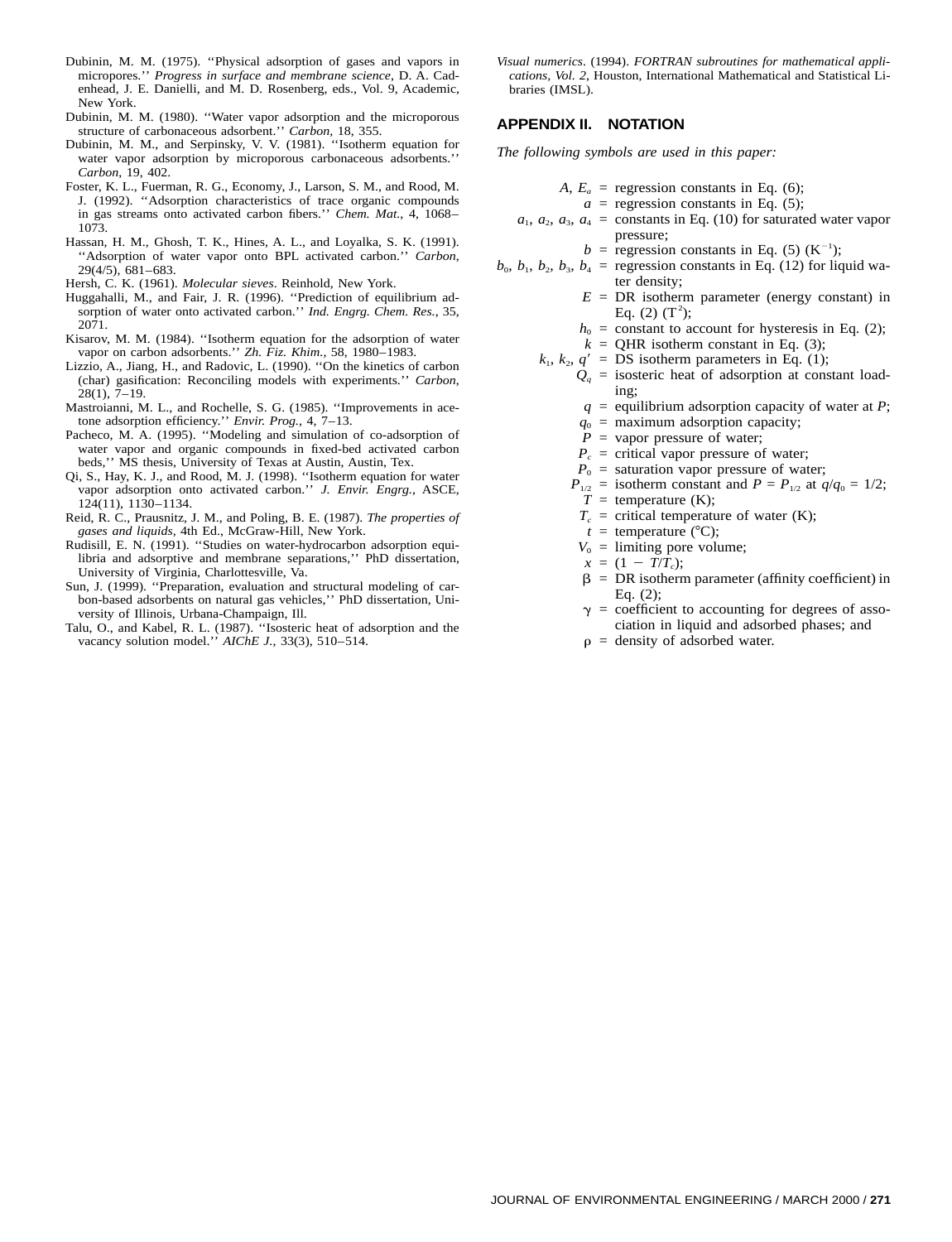Dubinin, M. M. (1975). ''Physical adsorption of gases and vapors in micropores.'' *Progress in surface and membrane science*, D. A. Cadenhead, J. E. Danielli, and M. D. Rosenberg, eds., Vol. 9, Academic, New York.

Dubinin, M. M. (1980). ''Water vapor adsorption and the microporous structure of carbonaceous adsorbent.'' *Carbon*, 18, 355.

Dubinin, M. M., and Serpinsky, V. V. (1981). ''Isotherm equation for water vapor adsorption by microporous carbonaceous adsorbents.'' *Carbon*, 19, 402.

Foster, K. L., Fuerman, R. G., Economy, J., Larson, S. M., and Rood, M. J. (1992). ''Adsorption characteristics of trace organic compounds in gas streams onto activated carbon fibers.'' *Chem. Mat.*, 4, 1068–1073.

Hassan, H. M., Ghosh, T. K., Hines, A. L., and Loyalka, S. K. (1991). ''Adsorption of water vapor onto BPL activated carbon.'' *Carbon*, 29(4/5), 681–683.

Hersh, C. K. (1961). *Molecular sieves*. Reinhold, New York.

Huggahalli, M., and Fair, J. R. (1996). ''Prediction of equilibrium adsorption of water onto activated carbon.'' *Ind. Engrg. Chem. Res.*, 35, 2071.

Kisarov, M. M. (1984). ''Isotherm equation for the adsorption of water vapor on carbon adsorbents.'' *Zh. Fiz. Khim.*, 58, 1980–1983.

Lizzio, A., Jiang, H., and Radovic, L. (1990). ''On the kinetics of carbon (char) gasification: Reconciling models with experiments.'' *Carbon*, 28(1), 7–19.

Mastroianni, M. L., and Rochelle, S. G. (1985). ''Improvements in acetone adsorption efficiency.'' *Envir. Prog.*, 4, 7–13.

Pacheco, M. A. (1995). ''Modeling and simulation of co-adsorption of water vapor and organic compounds in fixed-bed activated carbon beds,'' MS thesis, University of Texas at Austin, Austin, Tex.

Qi, S., Hay, K. J., and Rood, M. J. (1998). ''Isotherm equation for water vapor adsorption onto activated carbon.'' *J. Envir. Engrg.*, ASCE, 124(11), 1130–1134.

Reid, R. C., Prausnitz, J. M., and Poling, B. E. (1987). *The properties of gases and liquids*, 4th Ed., McGraw-Hill, New York.

Rudisill, E. N. (1991). ''Studies on water-hydrocarbon adsorption equilibria and adsorptive and membrane separations,'' PhD dissertation, University of Virginia, Charlottesville, Va.

Sun, J. (1999). ''Preparation, evaluation and structural modeling of carbon-based adsorbents on natural gas vehicles,'' PhD dissertation, University of Illinois, Urbana-Champaign, Ill.

Talu, O., and Kabel, R. L. (1987). ''Isosteric heat of adsorption and the vacancy solution model.'' *AIChE J.*, 33(3), 510–514.

*Visual numerics*. (1994). *FORTRAN subroutines for mathematical applications, Vol. 2*, Houston, International Mathematical and Statistical Libraries (IMSL).

## APPENDIX II. NOTATION

*The following symbols are used in this paper:*

- $A$, $E_a$ = regression constants in Eq. (6);
- $a$ = regression constants in Eq. (5);
- $a_1$, $a_2$, $a_3$, $a_4$ = constants in Eq. (10) for saturated water vapor pressure;
- $b$ = regression constants in Eq. (5) ($K^{-1}$);
- $b_0$, $b_1$, $b_2$, $b_3$, $b_4$ = regression constants in Eq. (12) for liquid water density;
- $E$ = DR isotherm parameter (energy constant) in Eq. (2) ($T^2$);
- $h_0$ = constant to account for hysteresis in Eq. (2);
- $k$ = QHR isotherm constant in Eq. (3);
- $k_1$, $k_2$, $q'$ = DS isotherm parameters in Eq. (1);
- $Q_q$ = isosteric heat of adsorption at constant loading;
- $q$ = equilibrium adsorption capacity of water at $P$;
- $q_0$ = maximum adsorption capacity;
- $P$ = vapor pressure of water;
- $P_c$ = critical vapor pressure of water;
- $P_0$ = saturation vapor pressure of water;
- $P_{1/2}$ = isotherm constant and $P = P_{1/2}$ at $q/q_0 = 1/2$;
- $T$ = temperature (K);
- $T_c$ = critical temperature of water (K);
- $t$ = temperature (°C);
- $V_0$ = limiting pore volume;
- $x$ = $(1 - T/T_c)$;
- $\beta$ = DR isotherm parameter (affinity coefficient) in Eq. (2);
- $\gamma$ = coefficient to accounting for degrees of association in liquid and adsorbed phases; and
- $\rho$ = density of adsorbed water.